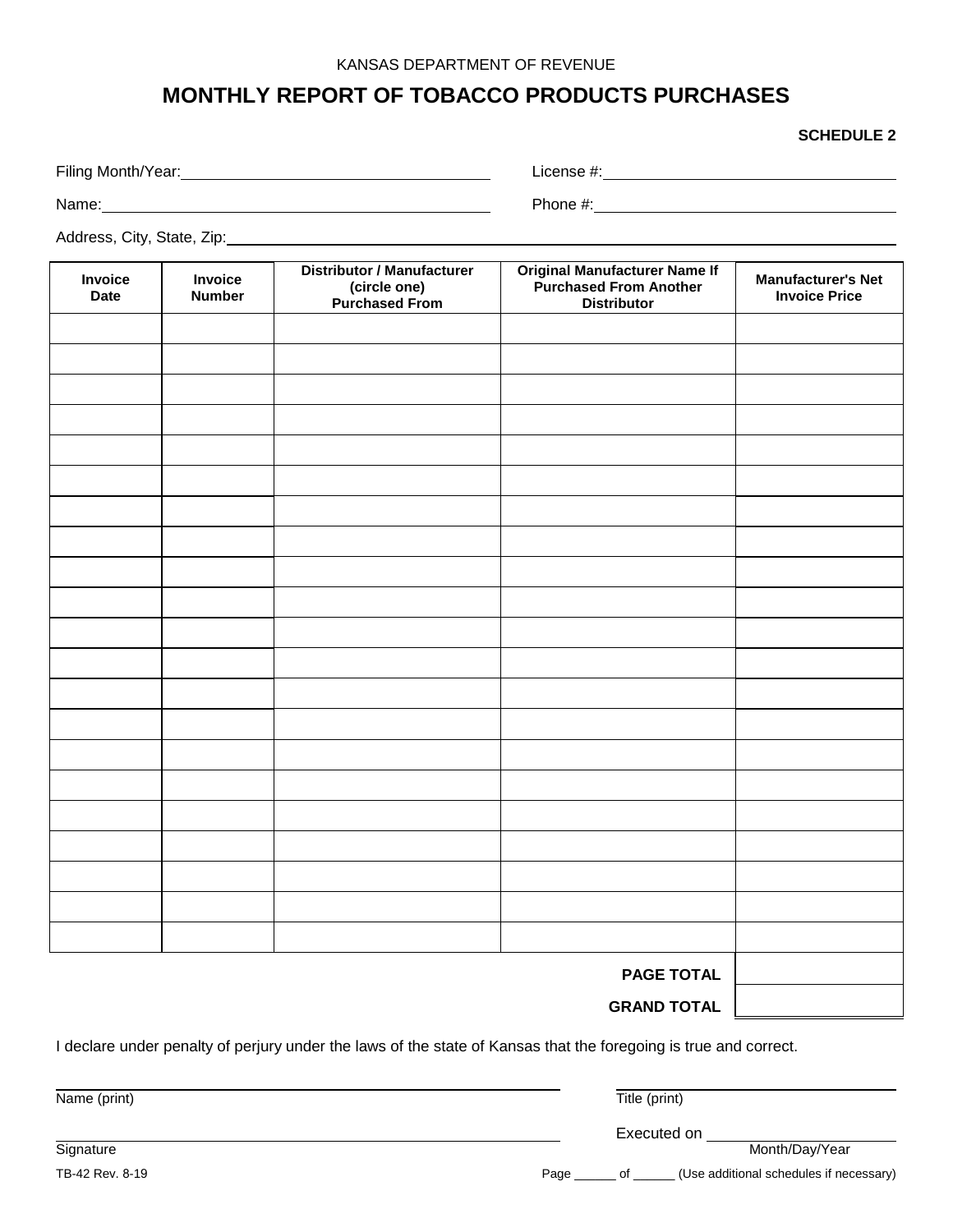KANSAS DEPARTMENT OF REVENUE

# MONTHLY REPORT OF TOBACCO PRODUCTS PURCHASES

**SCHEDULE 2**

Filing Month/Year: ____________________ License #: ____________________

Name: ____________________ Phone #: ____________________

Address, City, State, Zip: ____________________

| Invoice Date | Invoice Number | Distributor / Manufacturer (circle one) Purchased From | Original Manufacturer Name If Purchased From Another Distributor | Manufacturer's Net Invoice Price |
|---|---|---|---|---|
| | | | | |
| | | | | |
| | | | | |
| | | | | |
| | | | | |
| | | | | |
| | | | | |
| | | | | |
| | | | | |
| | | | | |
| | | | | |
| | | | | |
| | | | | |
| | | | | |
| | | | | |
| | | | | |
| | | | | |
| | | | | |
| | | | | |
| | | | | |
| | | | | |
| | | | **PAGE TOTAL** | |
| | | | **GRAND TOTAL** | |

I declare under penalty of perjury under the laws of the state of Kansas that the foregoing is true and correct.

Name (print) ____________________ Title (print) ____________________

Signature ____________________ Executed on ____________________ Month/Day/Year

TB-42 Rev. 8-19

Page ______ of ______ (Use additional schedules if necessary)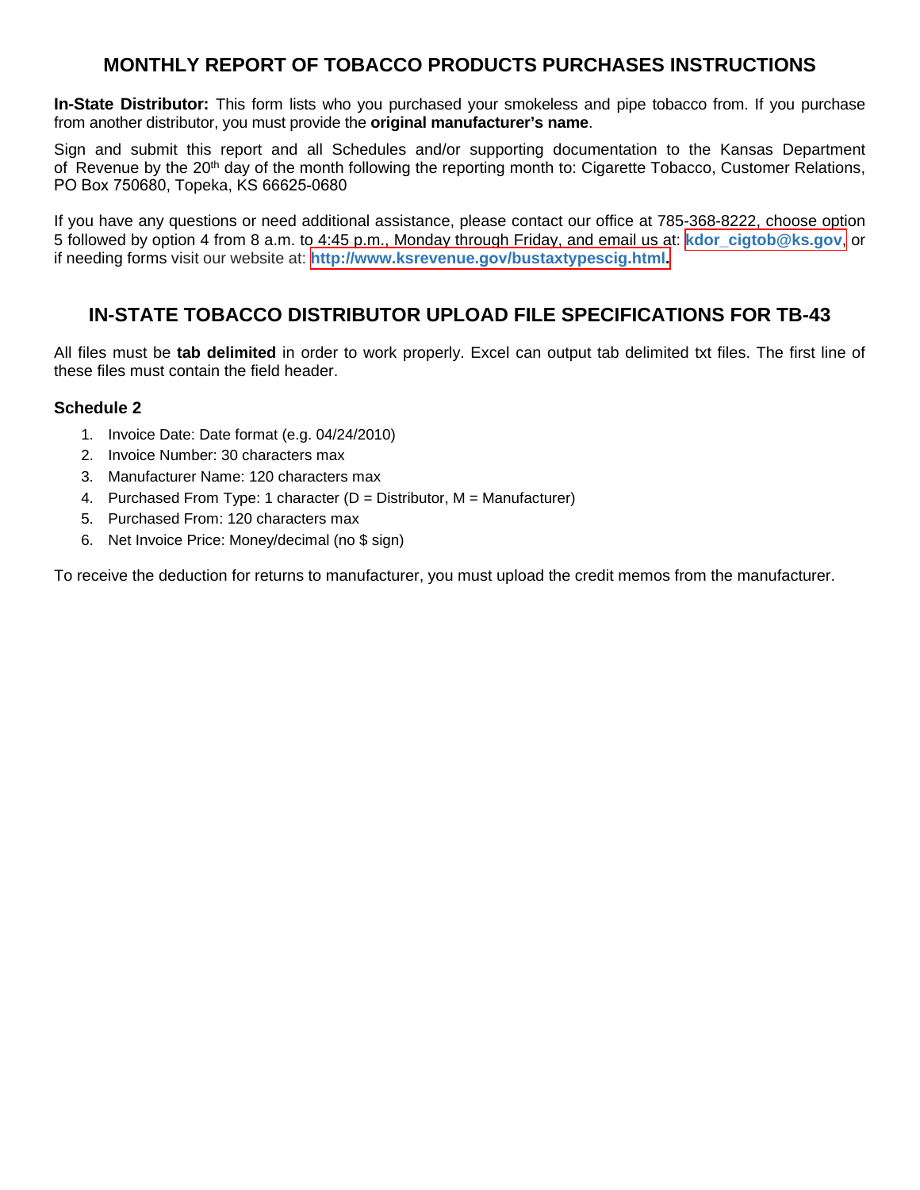## MONTHLY REPORT OF TOBACCO PRODUCTS PURCHASES INSTRUCTIONS

**In-State Distributor:** This form lists who you purchased your smokeless and pipe tobacco from. If you purchase from another distributor, you must provide the **original manufacturer's name**.

Sign and submit this report and all Schedules and/or supporting documentation to the Kansas Department of Revenue by the 20th day of the month following the reporting month to: Cigarette Tobacco, Customer Relations, PO Box 750680, Topeka, KS 66625-0680

If you have any questions or need additional assistance, please contact our office at 785-368-8222, choose option 5 followed by option 4 from 8 a.m. to 4:45 p.m., Monday through Friday, and email us at: **kdor_cigtob@ks.gov**, or if needing forms visit our website at: **http://www.ksrevenue.gov/bustaxtypescig.html**.

## IN-STATE TOBACCO DISTRIBUTOR UPLOAD FILE SPECIFICATIONS FOR TB-43

All files must be **tab delimited** in order to work properly. Excel can output tab delimited txt files. The first line of these files must contain the field header.

### Schedule 2

1. Invoice Date: Date format (e.g. 04/24/2010)
2. Invoice Number: 30 characters max
3. Manufacturer Name: 120 characters max
4. Purchased From Type: 1 character (D = Distributor, M = Manufacturer)
5. Purchased From: 120 characters max
6. Net Invoice Price: Money/decimal (no $ sign)

To receive the deduction for returns to manufacturer, you must upload the credit memos from the manufacturer.